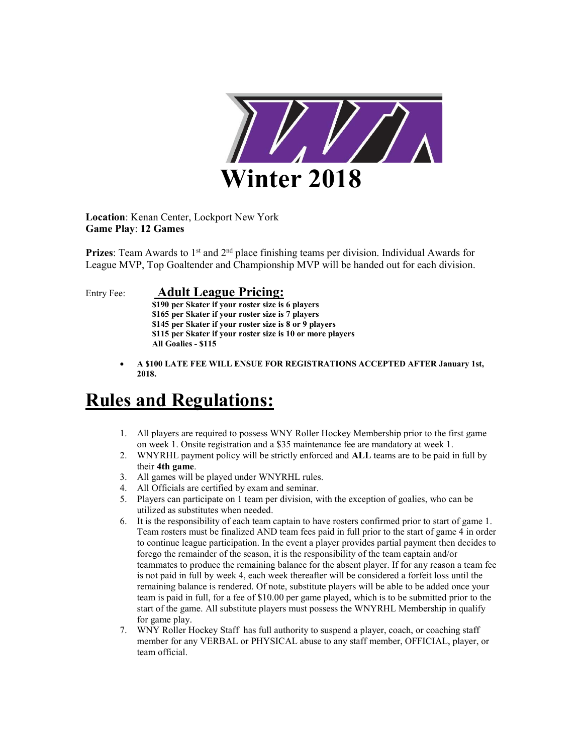# Winter 2018

**Location**: Kenan Center, Lockport New York
**Game Play**: **12 Games**

**Prizes**: Team Awards to 1st and 2nd place finishing teams per division. Individual Awards for League MVP, Top Goaltender and Championship MVP will be handed out for each division.

Entry Fee: **Adult League Pricing:**

**$190 per Skater if your roster size is 6 players**
**$165 per Skater if your roster size is 7 players**
**$145 per Skater if your roster size is 8 or 9 players**
**$115 per Skater if your roster size is 10 or more players**
**All Goalies - $115**

- **A $100 LATE FEE WILL ENSUE FOR REGISTRATIONS ACCEPTED AFTER January 1st, 2018.**

# Rules and Regulations:

1. All players are required to possess WNY Roller Hockey Membership prior to the first game on week 1. Onsite registration and a $35 maintenance fee are mandatory at week 1.
2. WNYRHL payment policy will be strictly enforced and **ALL** teams are to be paid in full by their **4th game**.
3. All games will be played under WNYRHL rules.
4. All Officials are certified by exam and seminar.
5. Players can participate on 1 team per division, with the exception of goalies, who can be utilized as substitutes when needed.
6. It is the responsibility of each team captain to have rosters confirmed prior to start of game 1. Team rosters must be finalized AND team fees paid in full prior to the start of game 4 in order to continue league participation. In the event a player provides partial payment then decides to forego the remainder of the season, it is the responsibility of the team captain and/or teammates to produce the remaining balance for the absent player. If for any reason a team fee is not paid in full by week 4, each week thereafter will be considered a forfeit loss until the remaining balance is rendered. Of note, substitute players will be able to be added once your team is paid in full, for a fee of $10.00 per game played, which is to be submitted prior to the start of the game. All substitute players must possess the WNYRHL Membership in qualify for game play.
7. WNY Roller Hockey Staff has full authority to suspend a player, coach, or coaching staff member for any VERBAL or PHYSICAL abuse to any staff member, OFFICIAL, player, or team official.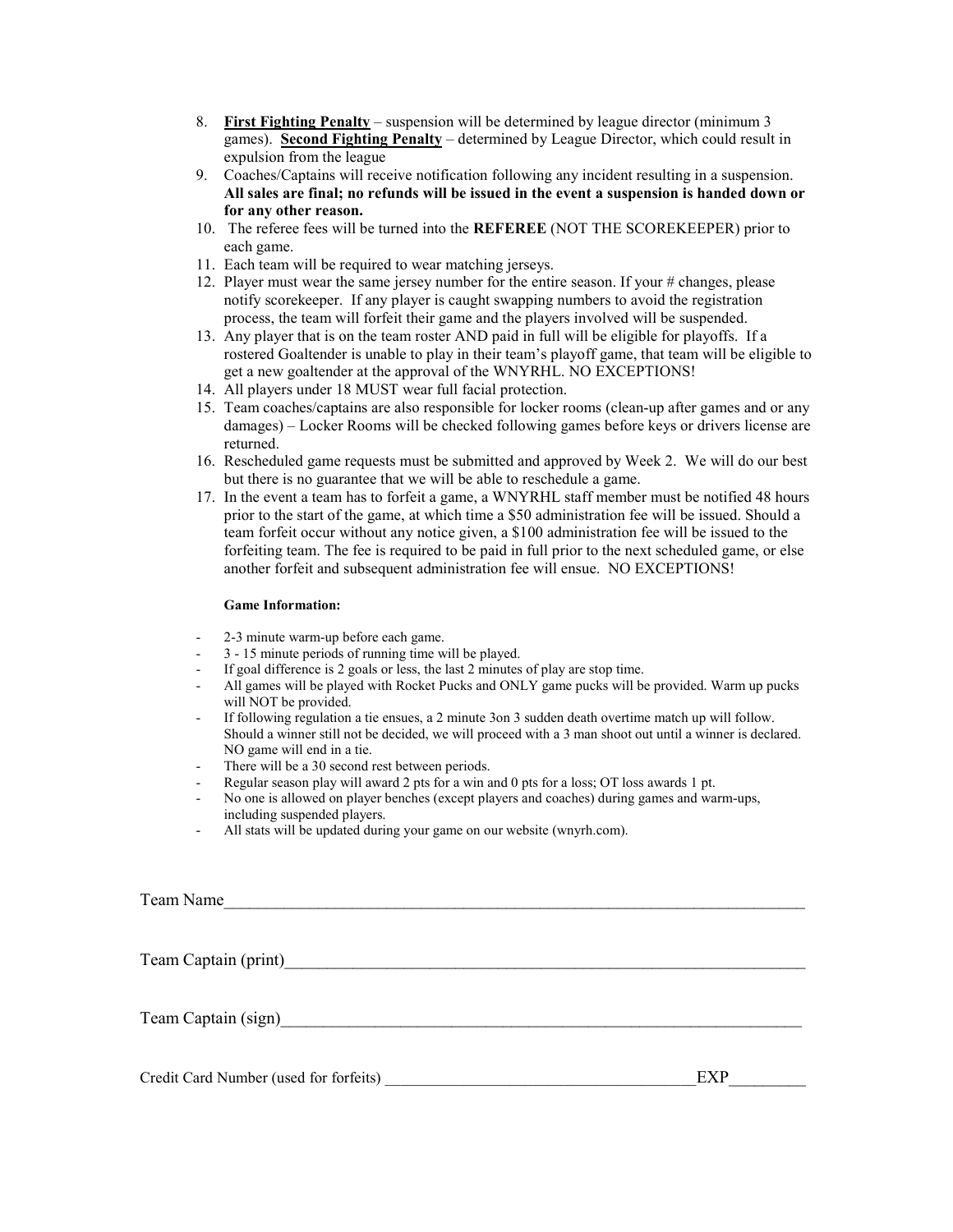8. **First Fighting Penalty** – suspension will be determined by league director (minimum 3 games). **Second Fighting Penalty** – determined by League Director, which could result in expulsion from the league
9. Coaches/Captains will receive notification following any incident resulting in a suspension. **All sales are final; no refunds will be issued in the event a suspension is handed down or for any other reason.**
10. The referee fees will be turned into the **REFEREE** (NOT THE SCOREKEEPER) prior to each game.
11. Each team will be required to wear matching jerseys.
12. Player must wear the same jersey number for the entire season. If your # changes, please notify scorekeeper. If any player is caught swapping numbers to avoid the registration process, the team will forfeit their game and the players involved will be suspended.
13. Any player that is on the team roster AND paid in full will be eligible for playoffs. If a rostered Goaltender is unable to play in their team's playoff game, that team will be eligible to get a new goaltender at the approval of the WNYRHL. NO EXCEPTIONS!
14. All players under 18 MUST wear full facial protection.
15. Team coaches/captains are also responsible for locker rooms (clean-up after games and or any damages) – Locker Rooms will be checked following games before keys or drivers license are returned.
16. Rescheduled game requests must be submitted and approved by Week 2. We will do our best but there is no guarantee that we will be able to reschedule a game.
17. In the event a team has to forfeit a game, a WNYRHL staff member must be notified 48 hours prior to the start of the game, at which time a $50 administration fee will be issued. Should a team forfeit occur without any notice given, a $100 administration fee will be issued to the forfeiting team. The fee is required to be paid in full prior to the next scheduled game, or else another forfeit and subsequent administration fee will ensue. NO EXCEPTIONS!

**Game Information:**

- 2-3 minute warm-up before each game.
- 3 - 15 minute periods of running time will be played.
- If goal difference is 2 goals or less, the last 2 minutes of play are stop time.
- All games will be played with Rocket Pucks and ONLY game pucks will be provided. Warm up pucks will NOT be provided.
- If following regulation a tie ensues, a 2 minute 3on 3 sudden death overtime match up will follow. Should a winner still not be decided, we will proceed with a 3 man shoot out until a winner is declared. NO game will end in a tie.
- There will be a 30 second rest between periods.
- Regular season play will award 2 pts for a win and 0 pts for a loss; OT loss awards 1 pt.
- No one is allowed on player benches (except players and coaches) during games and warm-ups, including suspended players.
- All stats will be updated during your game on our website (wnyrh.com).

Team Name\_\_\_\_\_\_\_\_\_\_\_\_\_\_\_\_\_\_\_\_\_\_\_\_\_\_\_\_\_\_\_\_\_\_\_\_\_\_\_\_\_\_\_\_\_\_\_\_\_\_\_\_\_\_\_\_\_\_\_\_

Team Captain (print)\_\_\_\_\_\_\_\_\_\_\_\_\_\_\_\_\_\_\_\_\_\_\_\_\_\_\_\_\_\_\_\_\_\_\_\_\_\_\_\_\_\_\_\_\_\_\_\_\_\_\_\_

Team Captain (sign)\_\_\_\_\_\_\_\_\_\_\_\_\_\_\_\_\_\_\_\_\_\_\_\_\_\_\_\_\_\_\_\_\_\_\_\_\_\_\_\_\_\_\_\_\_\_\_\_\_\_\_\_\_

Credit Card Number (used for forfeits) \_\_\_\_\_\_\_\_\_\_\_\_\_\_\_\_\_\_\_\_\_\_\_\_\_\_\_\_\_\_\_\_\_\_EXP\_\_\_\_\_\_\_\_\_